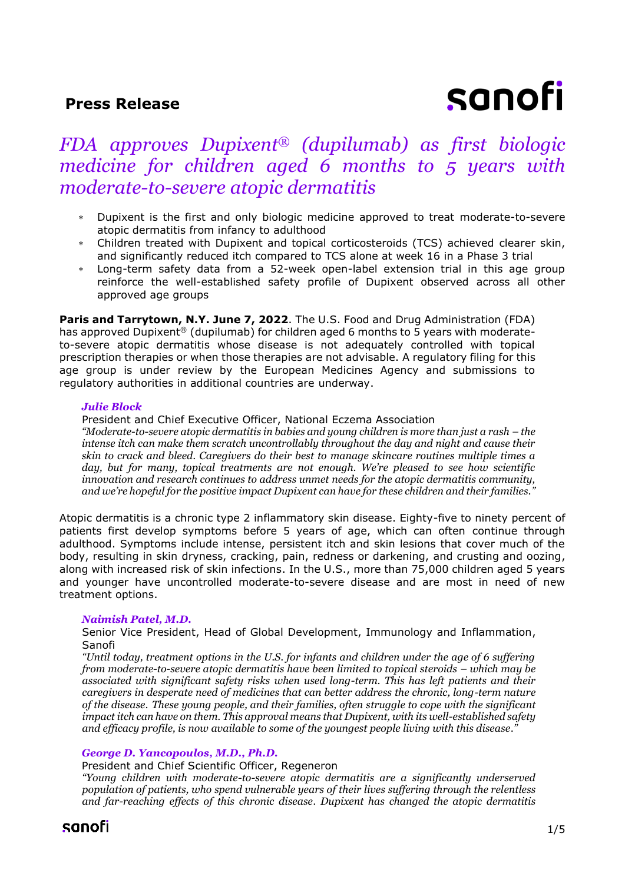**Press Release**

# *FDA approves Dupixent® (dupilumab) as first biologic medicine for children aged 6 months to 5 years with moderate-to-severe atopic dermatitis*

- Dupixent is the first and only biologic medicine approved to treat moderate-to-severe atopic dermatitis from infancy to adulthood
- Children treated with Dupixent and topical corticosteroids (TCS) achieved clearer skin, and significantly reduced itch compared to TCS alone at week 16 in a Phase 3 trial
- Long-term safety data from a 52-week open-label extension trial in this age group reinforce the well-established safety profile of Dupixent observed across all other approved age groups

**Paris and Tarrytown, N.Y. June 7, 2022**. The U.S. Food and Drug Administration (FDA) has approved Dupixent® (dupilumab) for children aged 6 months to 5 years with moderate-to-severe atopic dermatitis whose disease is not adequately controlled with topical prescription therapies or when those therapies are not advisable. A regulatory filing for this age group is under review by the European Medicines Agency and submissions to regulatory authorities in additional countries are underway.

***Julie Block***
President and Chief Executive Officer, National Eczema Association
*"Moderate-to-severe atopic dermatitis in babies and young children is more than just a rash – the intense itch can make them scratch uncontrollably throughout the day and night and cause their skin to crack and bleed. Caregivers do their best to manage skincare routines multiple times a day, but for many, topical treatments are not enough. We're pleased to see how scientific innovation and research continues to address unmet needs for the atopic dermatitis community, and we're hopeful for the positive impact Dupixent can have for these children and their families."*

Atopic dermatitis is a chronic type 2 inflammatory skin disease. Eighty-five to ninety percent of patients first develop symptoms before 5 years of age, which can often continue through adulthood. Symptoms include intense, persistent itch and skin lesions that cover much of the body, resulting in skin dryness, cracking, pain, redness or darkening, and crusting and oozing, along with increased risk of skin infections. In the U.S., more than 75,000 children aged 5 years and younger have uncontrolled moderate-to-severe disease and are most in need of new treatment options.

***Naimish Patel, M.D.***
Senior Vice President, Head of Global Development, Immunology and Inflammation, Sanofi
*"Until today, treatment options in the U.S. for infants and children under the age of 6 suffering from moderate-to-severe atopic dermatitis have been limited to topical steroids – which may be associated with significant safety risks when used long-term. This has left patients and their caregivers in desperate need of medicines that can better address the chronic, long-term nature of the disease. These young people, and their families, often struggle to cope with the significant impact itch can have on them. This approval means that Dupixent, with its well-established safety and efficacy profile, is now available to some of the youngest people living with this disease."*

***George D. Yancopoulos, M.D., Ph.D.***
President and Chief Scientific Officer, Regeneron
*"Young children with moderate-to-severe atopic dermatitis are a significantly underserved population of patients, who spend vulnerable years of their lives suffering through the relentless and far-reaching effects of this chronic disease. Dupixent has changed the atopic dermatitis*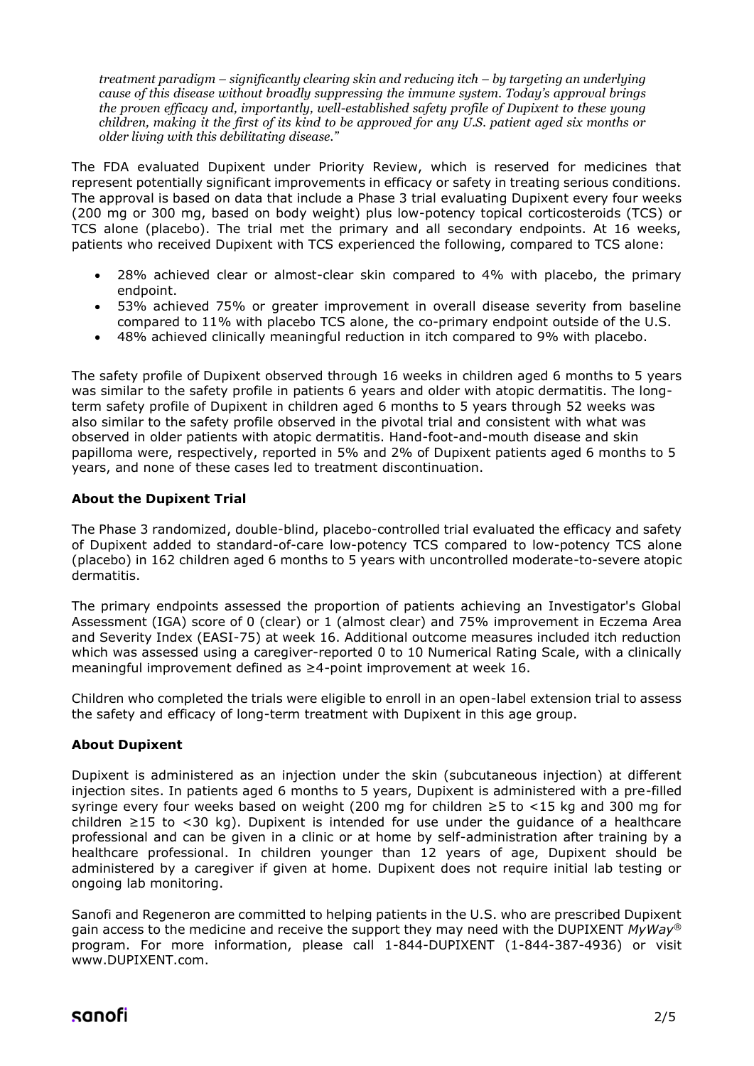*treatment paradigm – significantly clearing skin and reducing itch – by targeting an underlying cause of this disease without broadly suppressing the immune system. Today's approval brings the proven efficacy and, importantly, well-established safety profile of Dupixent to these young children, making it the first of its kind to be approved for any U.S. patient aged six months or older living with this debilitating disease."*

The FDA evaluated Dupixent under Priority Review, which is reserved for medicines that represent potentially significant improvements in efficacy or safety in treating serious conditions. The approval is based on data that include a Phase 3 trial evaluating Dupixent every four weeks (200 mg or 300 mg, based on body weight) plus low-potency topical corticosteroids (TCS) or TCS alone (placebo). The trial met the primary and all secondary endpoints. At 16 weeks, patients who received Dupixent with TCS experienced the following, compared to TCS alone:

- 28% achieved clear or almost-clear skin compared to 4% with placebo, the primary endpoint.
- 53% achieved 75% or greater improvement in overall disease severity from baseline compared to 11% with placebo TCS alone, the co-primary endpoint outside of the U.S.
- 48% achieved clinically meaningful reduction in itch compared to 9% with placebo.

The safety profile of Dupixent observed through 16 weeks in children aged 6 months to 5 years was similar to the safety profile in patients 6 years and older with atopic dermatitis. The long-term safety profile of Dupixent in children aged 6 months to 5 years through 52 weeks was also similar to the safety profile observed in the pivotal trial and consistent with what was observed in older patients with atopic dermatitis. Hand-foot-and-mouth disease and skin papilloma were, respectively, reported in 5% and 2% of Dupixent patients aged 6 months to 5 years, and none of these cases led to treatment discontinuation.

**About the Dupixent Trial**

The Phase 3 randomized, double-blind, placebo-controlled trial evaluated the efficacy and safety of Dupixent added to standard-of-care low-potency TCS compared to low-potency TCS alone (placebo) in 162 children aged 6 months to 5 years with uncontrolled moderate-to-severe atopic dermatitis.

The primary endpoints assessed the proportion of patients achieving an Investigator's Global Assessment (IGA) score of 0 (clear) or 1 (almost clear) and 75% improvement in Eczema Area and Severity Index (EASI-75) at week 16. Additional outcome measures included itch reduction which was assessed using a caregiver-reported 0 to 10 Numerical Rating Scale, with a clinically meaningful improvement defined as ≥4-point improvement at week 16.

Children who completed the trials were eligible to enroll in an open-label extension trial to assess the safety and efficacy of long-term treatment with Dupixent in this age group.

**About Dupixent**

Dupixent is administered as an injection under the skin (subcutaneous injection) at different injection sites. In patients aged 6 months to 5 years, Dupixent is administered with a pre-filled syringe every four weeks based on weight (200 mg for children ≥5 to <15 kg and 300 mg for children ≥15 to <30 kg). Dupixent is intended for use under the guidance of a healthcare professional and can be given in a clinic or at home by self-administration after training by a healthcare professional. In children younger than 12 years of age, Dupixent should be administered by a caregiver if given at home. Dupixent does not require initial lab testing or ongoing lab monitoring.

Sanofi and Regeneron are committed to helping patients in the U.S. who are prescribed Dupixent gain access to the medicine and receive the support they may need with the DUPIXENT *MyWay*® program. For more information, please call 1-844-DUPIXENT (1-844-387-4936) or visit www.DUPIXENT.com.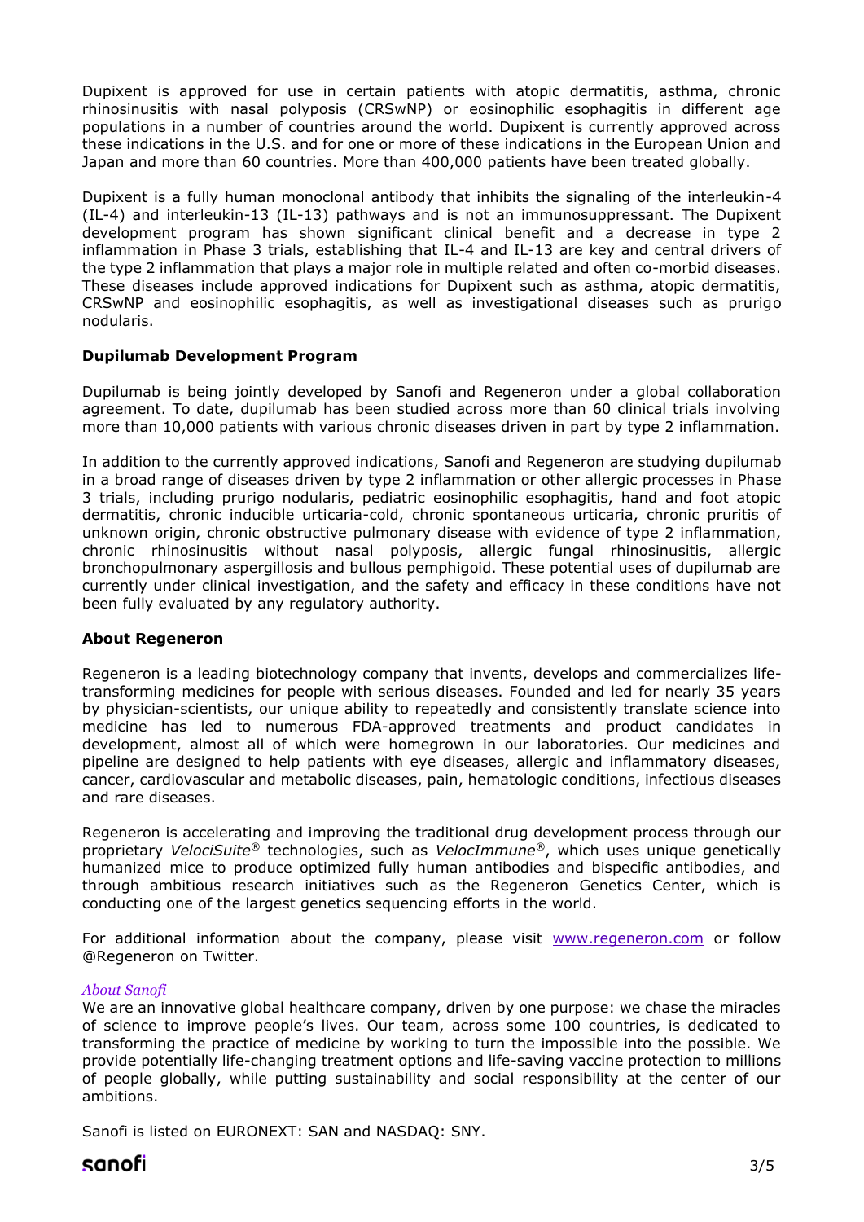Dupixent is approved for use in certain patients with atopic dermatitis, asthma, chronic rhinosinusitis with nasal polyposis (CRSwNP) or eosinophilic esophagitis in different age populations in a number of countries around the world. Dupixent is currently approved across these indications in the U.S. and for one or more of these indications in the European Union and Japan and more than 60 countries. More than 400,000 patients have been treated globally.

Dupixent is a fully human monoclonal antibody that inhibits the signaling of the interleukin-4 (IL-4) and interleukin-13 (IL-13) pathways and is not an immunosuppressant. The Dupixent development program has shown significant clinical benefit and a decrease in type 2 inflammation in Phase 3 trials, establishing that IL-4 and IL-13 are key and central drivers of the type 2 inflammation that plays a major role in multiple related and often co-morbid diseases. These diseases include approved indications for Dupixent such as asthma, atopic dermatitis, CRSwNP and eosinophilic esophagitis, as well as investigational diseases such as prurigo nodularis.

**Dupilumab Development Program**

Dupilumab is being jointly developed by Sanofi and Regeneron under a global collaboration agreement. To date, dupilumab has been studied across more than 60 clinical trials involving more than 10,000 patients with various chronic diseases driven in part by type 2 inflammation.

In addition to the currently approved indications, Sanofi and Regeneron are studying dupilumab in a broad range of diseases driven by type 2 inflammation or other allergic processes in Phase 3 trials, including prurigo nodularis, pediatric eosinophilic esophagitis, hand and foot atopic dermatitis, chronic inducible urticaria-cold, chronic spontaneous urticaria, chronic pruritis of unknown origin, chronic obstructive pulmonary disease with evidence of type 2 inflammation, chronic rhinosinusitis without nasal polyposis, allergic fungal rhinosinusitis, allergic bronchopulmonary aspergillosis and bullous pemphigoid. These potential uses of dupilumab are currently under clinical investigation, and the safety and efficacy in these conditions have not been fully evaluated by any regulatory authority.

**About Regeneron**

Regeneron is a leading biotechnology company that invents, develops and commercializes life-transforming medicines for people with serious diseases. Founded and led for nearly 35 years by physician-scientists, our unique ability to repeatedly and consistently translate science into medicine has led to numerous FDA-approved treatments and product candidates in development, almost all of which were homegrown in our laboratories. Our medicines and pipeline are designed to help patients with eye diseases, allergic and inflammatory diseases, cancer, cardiovascular and metabolic diseases, pain, hematologic conditions, infectious diseases and rare diseases.

Regeneron is accelerating and improving the traditional drug development process through our proprietary *VelociSuite*® technologies, such as *VelocImmune*®, which uses unique genetically humanized mice to produce optimized fully human antibodies and bispecific antibodies, and through ambitious research initiatives such as the Regeneron Genetics Center, which is conducting one of the largest genetics sequencing efforts in the world.

For additional information about the company, please visit [www.regeneron.com](http://www.regeneron.com) or follow @Regeneron on Twitter.

*About Sanofi*

We are an innovative global healthcare company, driven by one purpose: we chase the miracles of science to improve people's lives. Our team, across some 100 countries, is dedicated to transforming the practice of medicine by working to turn the impossible into the possible. We provide potentially life-changing treatment options and life-saving vaccine protection to millions of people globally, while putting sustainability and social responsibility at the center of our ambitions.

Sanofi is listed on EURONEXT: SAN and NASDAQ: SNY.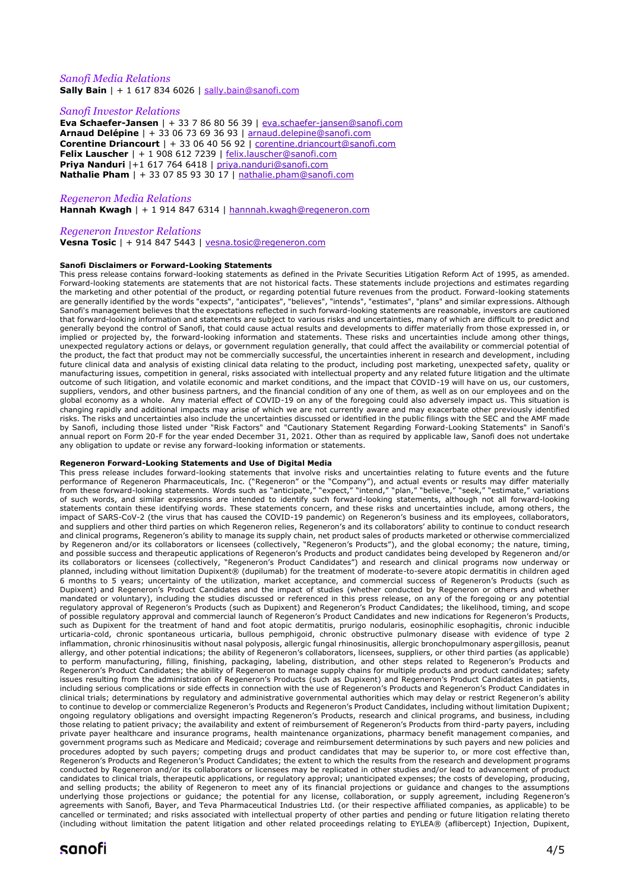*Sanofi Media Relations*
**Sally Bain** | + 1 617 834 6026 | sally.bain@sanofi.com

*Sanofi Investor Relations*
**Eva Schaefer-Jansen** | + 33 7 86 80 56 39 | eva.schaefer-jansen@sanofi.com
**Arnaud Delépine** | + 33 06 73 69 36 93 | arnaud.delepine@sanofi.com
**Corentine Driancourt** | + 33 06 40 56 92 | corentine.driancourt@sanofi.com
**Felix Lauscher** | + 1 908 612 7239 | felix.lauscher@sanofi.com
**Priya Nanduri** |+1 617 764 6418 | priya.nanduri@sanofi.com
**Nathalie Pham** | + 33 07 85 93 30 17 | nathalie.pham@sanofi.com

*Regeneron Media Relations*
**Hannah Kwagh** | + 1 914 847 6314 | hannnah.kwagh@regeneron.com

*Regeneron Investor Relations*
**Vesna Tosic** | + 914 847 5443 | vesna.tosic@regeneron.com

**Sanofi Disclaimers or Forward-Looking Statements**

This press release contains forward-looking statements as defined in the Private Securities Litigation Reform Act of 1995, as amended. Forward-looking statements are statements that are not historical facts. These statements include projections and estimates regarding the marketing and other potential of the product, or regarding potential future revenues from the product. Forward-looking statements are generally identified by the words "expects", "anticipates", "believes", "intends", "estimates", "plans" and similar expressions. Although Sanofi's management believes that the expectations reflected in such forward-looking statements are reasonable, investors are cautioned that forward-looking information and statements are subject to various risks and uncertainties, many of which are difficult to predict and generally beyond the control of Sanofi, that could cause actual results and developments to differ materially from those expressed in, or implied or projected by, the forward-looking information and statements. These risks and uncertainties include among other things, unexpected regulatory actions or delays, or government regulation generally, that could affect the availability or commercial potential of the product, the fact that product may not be commercially successful, the uncertainties inherent in research and development, including future clinical data and analysis of existing clinical data relating to the product, including post marketing, unexpected safety, quality or manufacturing issues, competition in general, risks associated with intellectual property and any related future litigation and the ultimate outcome of such litigation, and volatile economic and market conditions, and the impact that COVID-19 will have on us, our customers, suppliers, vendors, and other business partners, and the financial condition of any one of them, as well as on our employees and on the global economy as a whole. Any material effect of COVID-19 on any of the foregoing could also adversely impact us. This situation is changing rapidly and additional impacts may arise of which we are not currently aware and may exacerbate other previously identified risks. The risks and uncertainties also include the uncertainties discussed or identified in the public filings with the SEC and the AMF made by Sanofi, including those listed under "Risk Factors" and "Cautionary Statement Regarding Forward-Looking Statements" in Sanofi's annual report on Form 20-F for the year ended December 31, 2021. Other than as required by applicable law, Sanofi does not undertake any obligation to update or revise any forward-looking information or statements.

**Regeneron Forward-Looking Statements and Use of Digital Media**

This press release includes forward-looking statements that involve risks and uncertainties relating to future events and the future performance of Regeneron Pharmaceuticals, Inc. ("Regeneron" or the "Company"), and actual events or results may differ materially from these forward-looking statements. Words such as "anticipate," "expect," "intend," "plan," "believe," "seek," "estimate," variations of such words, and similar expressions are intended to identify such forward-looking statements, although not all forward-looking statements contain these identifying words. These statements concern, and these risks and uncertainties include, among others, the impact of SARS-CoV-2 (the virus that has caused the COVID-19 pandemic) on Regeneron's business and its employees, collaborators, and suppliers and other third parties on which Regeneron relies, Regeneron's and its collaborators' ability to continue to conduct research and clinical programs, Regeneron's ability to manage its supply chain, net product sales of products marketed or otherwise commercialized by Regeneron and/or its collaborators or licensees (collectively, "Regeneron's Products"), and the global economy; the nature, timing, and possible success and therapeutic applications of Regeneron's Products and product candidates being developed by Regeneron and/or its collaborators or licensees (collectively, "Regeneron's Product Candidates") and research and clinical programs now underway or planned, including without limitation Dupixent® (dupilumab) for the treatment of moderate-to-severe atopic dermatitis in children aged 6 months to 5 years; uncertainty of the utilization, market acceptance, and commercial success of Regeneron's Products (such as Dupixent) and Regeneron's Product Candidates and the impact of studies (whether conducted by Regeneron or others and whether mandated or voluntary), including the studies discussed or referenced in this press release, on any of the foregoing or any potential regulatory approval of Regeneron's Products (such as Dupixent) and Regeneron's Product Candidates; the likelihood, timing, and scope of possible regulatory approval and commercial launch of Regeneron's Product Candidates and new indications for Regeneron's Products, such as Dupixent for the treatment of hand and foot atopic dermatitis, prurigo nodularis, eosinophilic esophagitis, chronic inducible urticaria-cold, chronic spontaneous urticaria, bullous pemphigoid, chronic obstructive pulmonary disease with evidence of type 2 inflammation, chronic rhinosinusitis without nasal polyposis, allergic fungal rhinosinusitis, allergic bronchopulmonary aspergillosis, peanut allergy, and other potential indications; the ability of Regeneron's collaborators, licensees, suppliers, or other third parties (as applicable) to perform manufacturing, filling, finishing, packaging, labeling, distribution, and other steps related to Regeneron's Products and Regeneron's Product Candidates; the ability of Regeneron to manage supply chains for multiple products and product candidates; safety issues resulting from the administration of Regeneron's Products (such as Dupixent) and Regeneron's Product Candidates in patients, including serious complications or side effects in connection with the use of Regeneron's Products and Regeneron's Product Candidates in clinical trials; determinations by regulatory and administrative governmental authorities which may delay or restrict Regeneron's ability to continue to develop or commercialize Regeneron's Products and Regeneron's Product Candidates, including without limitation Dupixent; ongoing regulatory obligations and oversight impacting Regeneron's Products, research and clinical programs, and business, including those relating to patient privacy; the availability and extent of reimbursement of Regeneron's Products from third-party payers, including private payer healthcare and insurance programs, health maintenance organizations, pharmacy benefit management companies, and government programs such as Medicare and Medicaid; coverage and reimbursement determinations by such payers and new policies and procedures adopted by such payers; competing drugs and product candidates that may be superior to, or more cost effective than, Regeneron's Products and Regeneron's Product Candidates; the extent to which the results from the research and development programs conducted by Regeneron and/or its collaborators or licensees may be replicated in other studies and/or lead to advancement of product candidates to clinical trials, therapeutic applications, or regulatory approval; unanticipated expenses; the costs of developing, producing, and selling products; the ability of Regeneron to meet any of its financial projections or guidance and changes to the assumptions underlying those projections or guidance; the potential for any license, collaboration, or supply agreement, including Regeneron's agreements with Sanofi, Bayer, and Teva Pharmaceutical Industries Ltd. (or their respective affiliated companies, as applicable) to be cancelled or terminated; and risks associated with intellectual property of other parties and pending or future litigation relating thereto (including without limitation the patent litigation and other related proceedings relating to EYLEA® (aflibercept) Injection, Dupixent,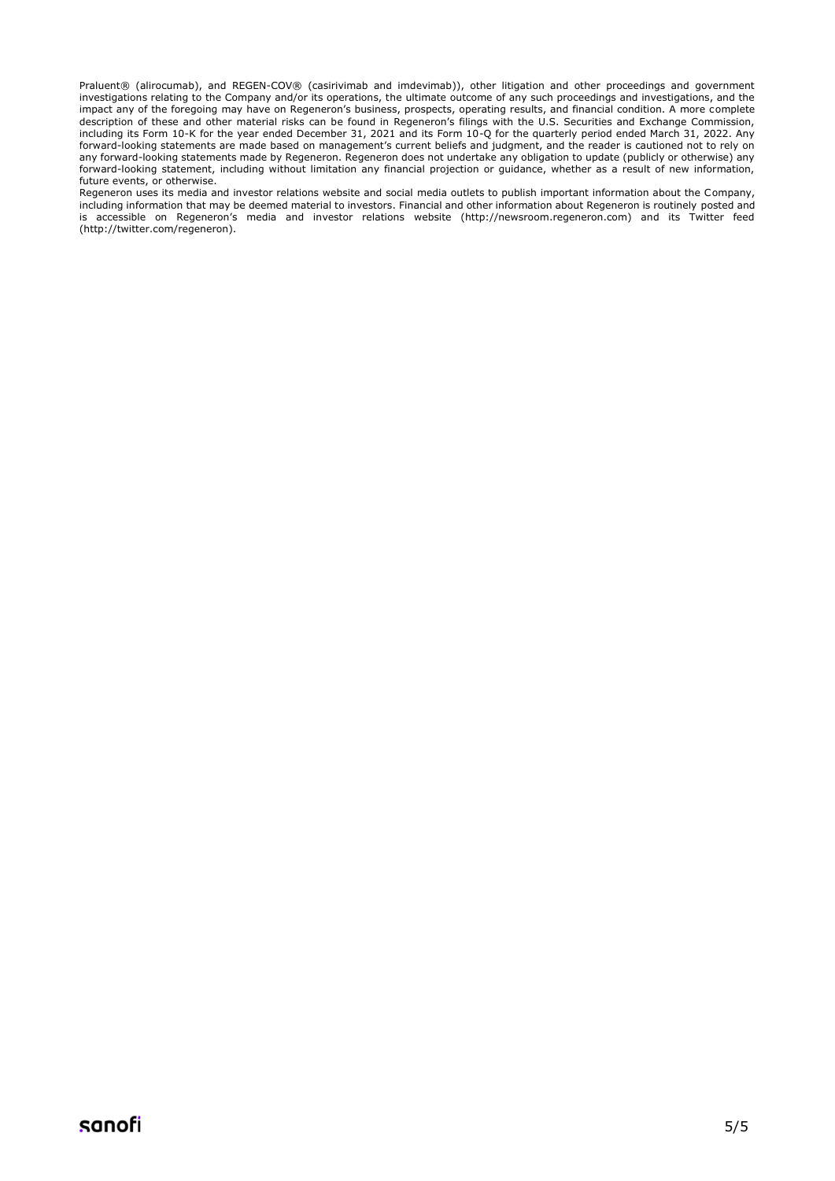Praluent® (alirocumab), and REGEN-COV® (casirivimab and imdevimab)), other litigation and other proceedings and government investigations relating to the Company and/or its operations, the ultimate outcome of any such proceedings and investigations, and the impact any of the foregoing may have on Regeneron's business, prospects, operating results, and financial condition. A more complete description of these and other material risks can be found in Regeneron's filings with the U.S. Securities and Exchange Commission, including its Form 10-K for the year ended December 31, 2021 and its Form 10-Q for the quarterly period ended March 31, 2022. Any forward-looking statements are made based on management's current beliefs and judgment, and the reader is cautioned not to rely on any forward-looking statements made by Regeneron. Regeneron does not undertake any obligation to update (publicly or otherwise) any forward-looking statement, including without limitation any financial projection or guidance, whether as a result of new information, future events, or otherwise.

Regeneron uses its media and investor relations website and social media outlets to publish important information about the Company, including information that may be deemed material to investors. Financial and other information about Regeneron is routinely posted and is accessible on Regeneron's media and investor relations website (http://newsroom.regeneron.com) and its Twitter feed (http://twitter.com/regeneron).